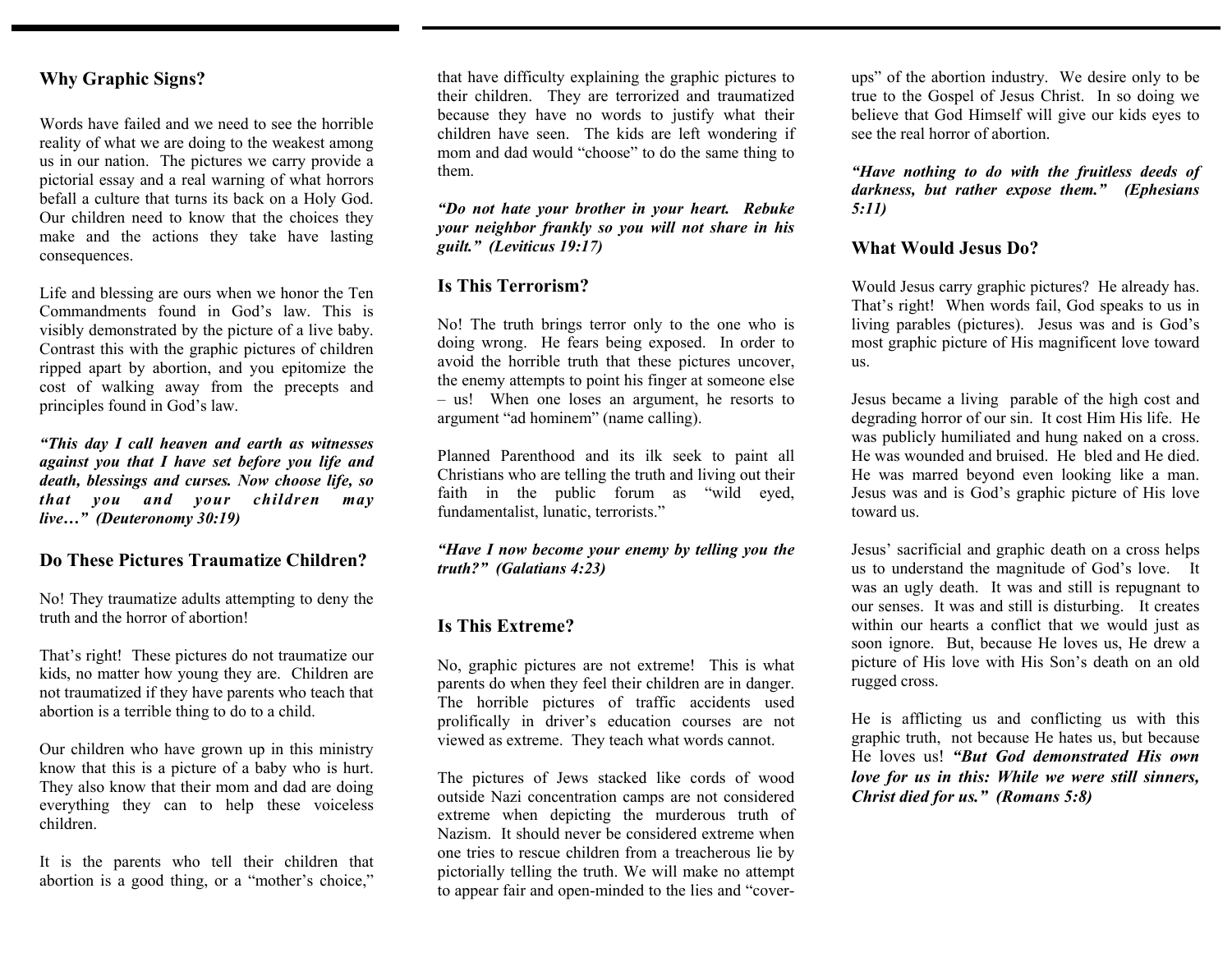## Why Graphic Signs?

Words have failed and we need to see the horrible reality of what we are doing to the weakest among us in our nation. The pictures we carry provide a pictorial essay and a real warning of what horrors befall a culture that turns its back on a Holy God. Our children need to know that the choices they make and the actions they take have lasting consequences.

Life and blessing are ours when we honor the Ten Commandments found in God's law. This is visibly demonstrated by the picture of a live baby. Contrast this with the graphic pictures of children ripped apart by abortion, and you epitomize the cost of walking away from the precepts and principles found in God's law.

***"This day I call heaven and earth as witnesses against you that I have set before you life and death, blessings and curses. Now choose life, so that you and your children may live…" (Deuteronomy 30:19)***

## Do These Pictures Traumatize Children?

No! They traumatize adults attempting to deny the truth and the horror of abortion!

That's right! These pictures do not traumatize our kids, no matter how young they are. Children are not traumatized if they have parents who teach that abortion is a terrible thing to do to a child.

Our children who have grown up in this ministry know that this is a picture of a baby who is hurt. They also know that their mom and dad are doing everything they can to help these voiceless children.

It is the parents who tell their children that abortion is a good thing, or a "mother's choice," that have difficulty explaining the graphic pictures to their children. They are terrorized and traumatized because they have no words to justify what their children have seen. The kids are left wondering if mom and dad would "choose" to do the same thing to them.

***"Do not hate your brother in your heart. Rebuke your neighbor frankly so you will not share in his guilt." (Leviticus 19:17)***

## Is This Terrorism?

No! The truth brings terror only to the one who is doing wrong. He fears being exposed. In order to avoid the horrible truth that these pictures uncover, the enemy attempts to point his finger at someone else – us! When one loses an argument, he resorts to argument "ad hominem" (name calling).

Planned Parenthood and its ilk seek to paint all Christians who are telling the truth and living out their faith in the public forum as "wild eyed, fundamentalist, lunatic, terrorists."

***"Have I now become your enemy by telling you the truth?" (Galatians 4:23)***

## Is This Extreme?

No, graphic pictures are not extreme! This is what parents do when they feel their children are in danger. The horrible pictures of traffic accidents used prolifically in driver's education courses are not viewed as extreme. They teach what words cannot.

The pictures of Jews stacked like cords of wood outside Nazi concentration camps are not considered extreme when depicting the murderous truth of Nazism. It should never be considered extreme when one tries to rescue children from a treacherous lie by pictorially telling the truth. We will make no attempt to appear fair and open-minded to the lies and "cover-ups" of the abortion industry. We desire only to be true to the Gospel of Jesus Christ. In so doing we believe that God Himself will give our kids eyes to see the real horror of abortion.

***"Have nothing to do with the fruitless deeds of darkness, but rather expose them." (Ephesians 5:11)***

## What Would Jesus Do?

Would Jesus carry graphic pictures? He already has. That's right! When words fail, God speaks to us in living parables (pictures). Jesus was and is God's most graphic picture of His magnificent love toward us.

Jesus became a living parable of the high cost and degrading horror of our sin. It cost Him His life. He was publicly humiliated and hung naked on a cross. He was wounded and bruised. He bled and He died. He was marred beyond even looking like a man. Jesus was and is God's graphic picture of His love toward us.

Jesus' sacrificial and graphic death on a cross helps us to understand the magnitude of God's love. It was an ugly death. It was and still is repugnant to our senses. It was and still is disturbing. It creates within our hearts a conflict that we would just as soon ignore. But, because He loves us, He drew a picture of His love with His Son's death on an old rugged cross.

He is afflicting us and conflicting us with this graphic truth, not because He hates us, but because He loves us! ***"But God demonstrated His own love for us in this: While we were still sinners, Christ died for us." (Romans 5:8)***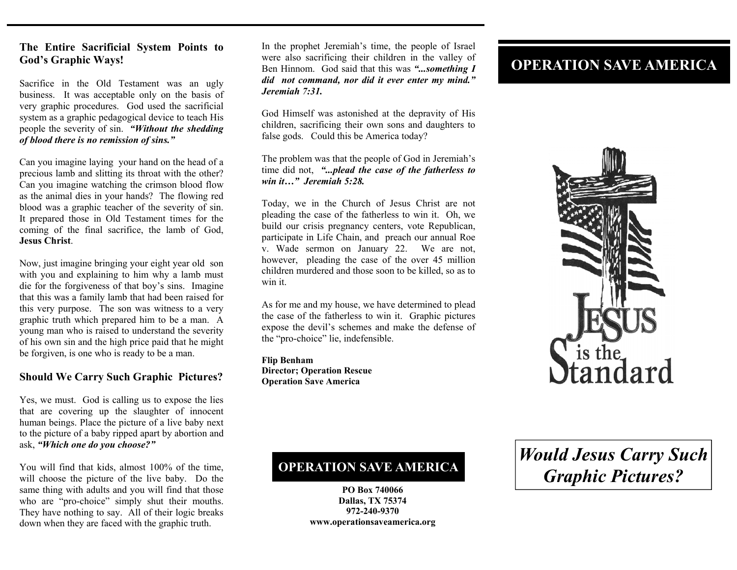## The Entire Sacrificial System Points to God's Graphic Ways!

Sacrifice in the Old Testament was an ugly business. It was acceptable only on the basis of very graphic procedures. God used the sacrificial system as a graphic pedagogical device to teach His people the severity of sin. ***"Without the shedding of blood there is no remission of sins."***

Can you imagine laying your hand on the head of a precious lamb and slitting its throat with the other? Can you imagine watching the crimson blood flow as the animal dies in your hands? The flowing red blood was a graphic teacher of the severity of sin. It prepared those in Old Testament times for the coming of the final sacrifice, the lamb of God, **Jesus Christ**.

Now, just imagine bringing your eight year old son with you and explaining to him why a lamb must die for the forgiveness of that boy's sins. Imagine that this was a family lamb that had been raised for this very purpose. The son was witness to a very graphic truth which prepared him to be a man. A young man who is raised to understand the severity of his own sin and the high price paid that he might be forgiven, is one who is ready to be a man.

## Should We Carry Such Graphic Pictures?

Yes, we must. God is calling us to expose the lies that are covering up the slaughter of innocent human beings. Place the picture of a live baby next to the picture of a baby ripped apart by abortion and ask, ***"Which one do you choose?"***

You will find that kids, almost 100% of the time, will choose the picture of the live baby. Do the same thing with adults and you will find that those who are "pro-choice" simply shut their mouths. They have nothing to say. All of their logic breaks down when they are faced with the graphic truth.

In the prophet Jeremiah's time, the people of Israel were also sacrificing their children in the valley of Ben Hinnom. God said that this was ***"...something I did not command, nor did it ever enter my mind." Jeremiah 7:31.***

God Himself was astonished at the depravity of His children, sacrificing their own sons and daughters to false gods. Could this be America today?

The problem was that the people of God in Jeremiah's time did not, ***"...plead the case of the fatherless to win it…" Jeremiah 5:28.***

Today, we in the Church of Jesus Christ are not pleading the case of the fatherless to win it. Oh, we build our crisis pregnancy centers, vote Republican, participate in Life Chain, and preach our annual Roe v. Wade sermon on January 22. We are not, however, pleading the case of the over 45 million children murdered and those soon to be killed, so as to win it.

As for me and my house, we have determined to plead the case of the fatherless to win it. Graphic pictures expose the devil's schemes and make the defense of the "pro-choice" lie, indefensible.

**Flip Benham**
**Director; Operation Rescue**
**Operation Save America**

## OPERATION SAVE AMERICA

**PO Box 740066**
**Dallas, TX 75374**
**972-240-9370**
**www.operationsaveamerica.org**

## OPERATION SAVE AMERICA

JESUS is the Standard

# *Would Jesus Carry Such Graphic Pictures?*